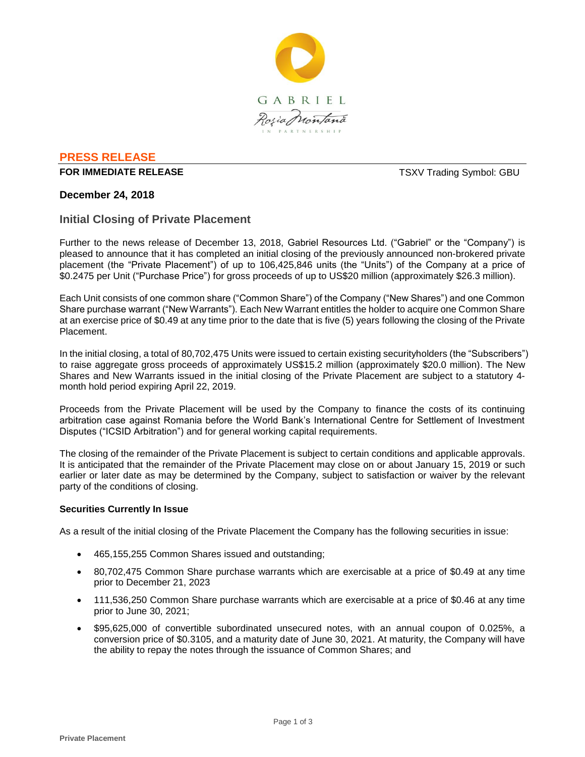GABRIEL

Roşia Montană

IN PARTNERSHIP

## PRESS RELEASE

**FOR IMMEDIATE RELEASE** TSXV Trading Symbol: GBU

**December 24, 2018**

## Initial Closing of Private Placement

Further to the news release of December 13, 2018, Gabriel Resources Ltd. ("Gabriel" or the "Company") is pleased to announce that it has completed an initial closing of the previously announced non-brokered private placement (the "Private Placement") of up to 106,425,846 units (the "Units") of the Company at a price of $0.2475 per Unit ("Purchase Price") for gross proceeds of up to US$20 million (approximately $26.3 million).

Each Unit consists of one common share ("Common Share") of the Company ("New Shares") and one Common Share purchase warrant ("New Warrants"). Each New Warrant entitles the holder to acquire one Common Share at an exercise price of $0.49 at any time prior to the date that is five (5) years following the closing of the Private Placement.

In the initial closing, a total of 80,702,475 Units were issued to certain existing securityholders (the "Subscribers") to raise aggregate gross proceeds of approximately US$15.2 million (approximately $20.0 million). The New Shares and New Warrants issued in the initial closing of the Private Placement are subject to a statutory 4-month hold period expiring April 22, 2019.

Proceeds from the Private Placement will be used by the Company to finance the costs of its continuing arbitration case against Romania before the World Bank's International Centre for Settlement of Investment Disputes ("ICSID Arbitration") and for general working capital requirements.

The closing of the remainder of the Private Placement is subject to certain conditions and applicable approvals. It is anticipated that the remainder of the Private Placement may close on or about January 15, 2019 or such earlier or later date as may be determined by the Company, subject to satisfaction or waiver by the relevant party of the conditions of closing.

**Securities Currently In Issue**

As a result of the initial closing of the Private Placement the Company has the following securities in issue:

- 465,155,255 Common Shares issued and outstanding;
- 80,702,475 Common Share purchase warrants which are exercisable at a price of $0.49 at any time prior to December 21, 2023
- 111,536,250 Common Share purchase warrants which are exercisable at a price of $0.46 at any time prior to June 30, 2021;
- $95,625,000 of convertible subordinated unsecured notes, with an annual coupon of 0.025%, a conversion price of $0.3105, and a maturity date of June 30, 2021. At maturity, the Company will have the ability to repay the notes through the issuance of Common Shares; and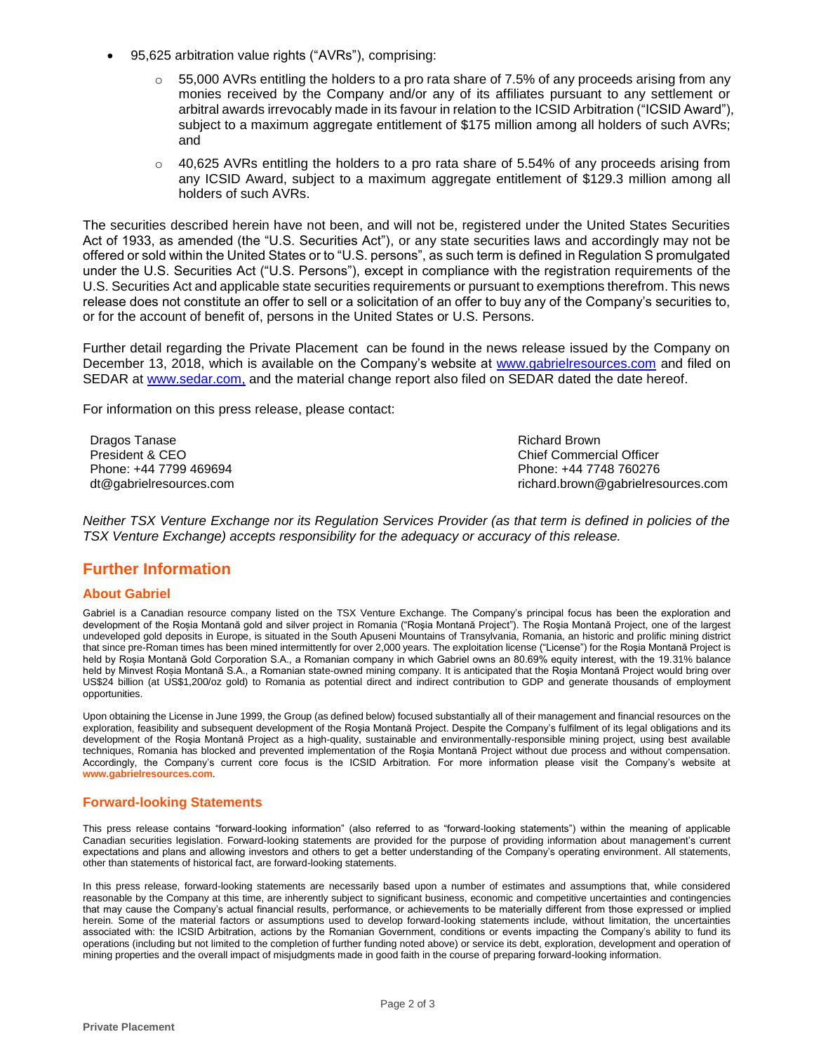- 95,625 arbitration value rights ("AVRs"), comprising:
  - 55,000 AVRs entitling the holders to a pro rata share of 7.5% of any proceeds arising from any monies received by the Company and/or any of its affiliates pursuant to any settlement or arbitral awards irrevocably made in its favour in relation to the ICSID Arbitration ("ICSID Award"), subject to a maximum aggregate entitlement of $175 million among all holders of such AVRs; and
  - 40,625 AVRs entitling the holders to a pro rata share of 5.54% of any proceeds arising from any ICSID Award, subject to a maximum aggregate entitlement of $129.3 million among all holders of such AVRs.

The securities described herein have not been, and will not be, registered under the United States Securities Act of 1933, as amended (the "U.S. Securities Act"), or any state securities laws and accordingly may not be offered or sold within the United States or to "U.S. persons", as such term is defined in Regulation S promulgated under the U.S. Securities Act ("U.S. Persons"), except in compliance with the registration requirements of the U.S. Securities Act and applicable state securities requirements or pursuant to exemptions therefrom. This news release does not constitute an offer to sell or a solicitation of an offer to buy any of the Company's securities to, or for the account of benefit of, persons in the United States or U.S. Persons.

Further detail regarding the Private Placement can be found in the news release issued by the Company on December 13, 2018, which is available on the Company's website at www.gabrielresources.com and filed on SEDAR at www.sedar.com, and the material change report also filed on SEDAR dated the date hereof.

For information on this press release, please contact:

Dragos Tanase
President & CEO
Phone: +44 7799 469694
dt@gabrielresources.com

Richard Brown
Chief Commercial Officer
Phone: +44 7748 760276
richard.brown@gabrielresources.com

*Neither TSX Venture Exchange nor its Regulation Services Provider (as that term is defined in policies of the TSX Venture Exchange) accepts responsibility for the adequacy or accuracy of this release.*

## Further Information

### About Gabriel

Gabriel is a Canadian resource company listed on the TSX Venture Exchange. The Company's principal focus has been the exploration and development of the Roșia Montană gold and silver project in Romania ("Roşia Montană Project"). The Roşia Montană Project, one of the largest undeveloped gold deposits in Europe, is situated in the South Apuseni Mountains of Transylvania, Romania, an historic and prolific mining district that since pre-Roman times has been mined intermittently for over 2,000 years. The exploitation license ("License") for the Roşia Montană Project is held by Roșia Montană Gold Corporation S.A., a Romanian company in which Gabriel owns an 80.69% equity interest, with the 19.31% balance held by Minvest Roșia Montană S.A., a Romanian state-owned mining company. It is anticipated that the Roşia Montană Project would bring over US$24 billion (at US$1,200/oz gold) to Romania as potential direct and indirect contribution to GDP and generate thousands of employment opportunities.

Upon obtaining the License in June 1999, the Group (as defined below) focused substantially all of their management and financial resources on the exploration, feasibility and subsequent development of the Roşia Montană Project. Despite the Company's fulfilment of its legal obligations and its development of the Roşia Montană Project as a high-quality, sustainable and environmentally-responsible mining project, using best available techniques, Romania has blocked and prevented implementation of the Roşia Montană Project without due process and without compensation. Accordingly, the Company's current core focus is the ICSID Arbitration. For more information please visit the Company's website at **www.gabrielresources.com**.

### Forward-looking Statements

This press release contains "forward-looking information" (also referred to as "forward-looking statements") within the meaning of applicable Canadian securities legislation. Forward-looking statements are provided for the purpose of providing information about management's current expectations and plans and allowing investors and others to get a better understanding of the Company's operating environment. All statements, other than statements of historical fact, are forward-looking statements.

In this press release, forward-looking statements are necessarily based upon a number of estimates and assumptions that, while considered reasonable by the Company at this time, are inherently subject to significant business, economic and competitive uncertainties and contingencies that may cause the Company's actual financial results, performance, or achievements to be materially different from those expressed or implied herein. Some of the material factors or assumptions used to develop forward-looking statements include, without limitation, the uncertainties associated with: the ICSID Arbitration, actions by the Romanian Government, conditions or events impacting the Company's ability to fund its operations (including but not limited to the completion of further funding noted above) or service its debt, exploration, development and operation of mining properties and the overall impact of misjudgments made in good faith in the course of preparing forward-looking information.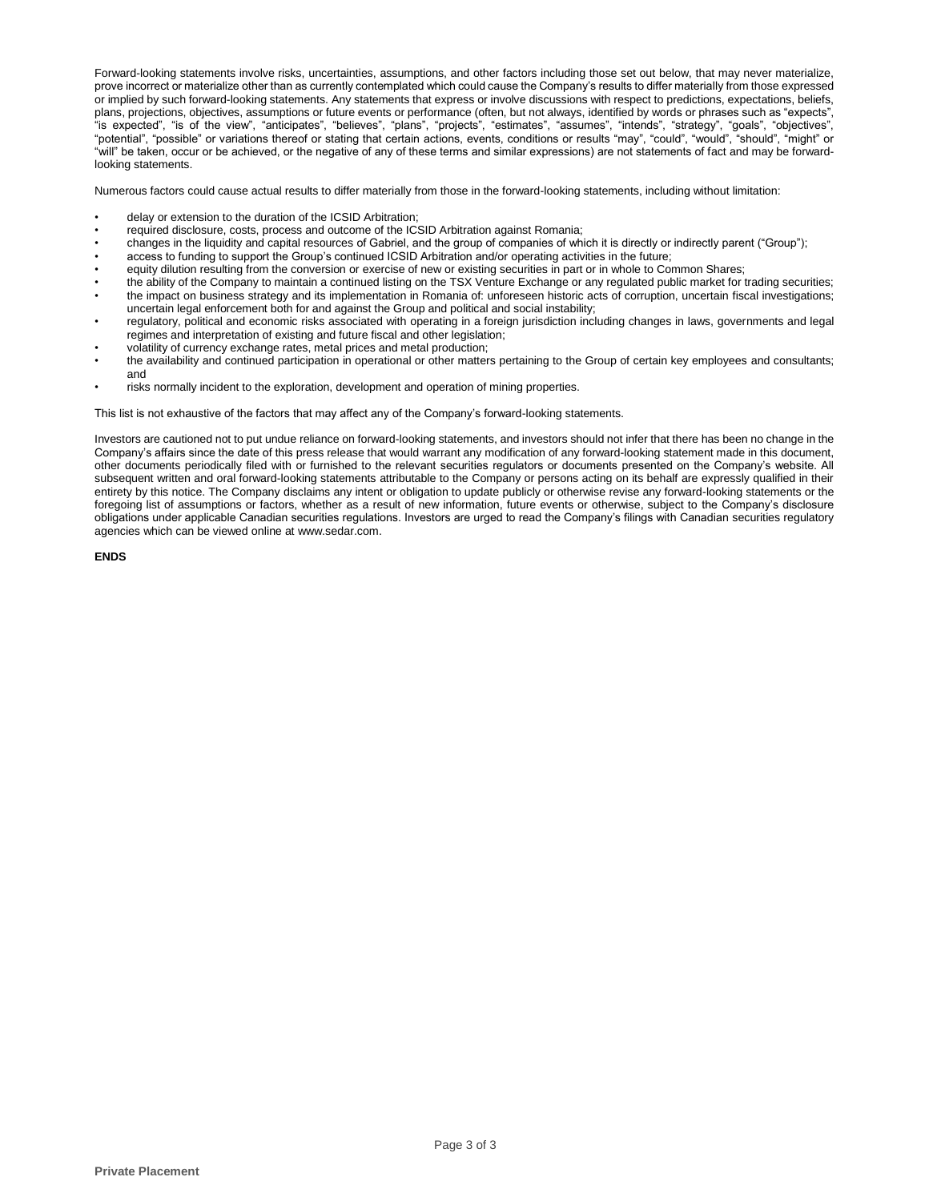Forward-looking statements involve risks, uncertainties, assumptions, and other factors including those set out below, that may never materialize, prove incorrect or materialize other than as currently contemplated which could cause the Company's results to differ materially from those expressed or implied by such forward-looking statements. Any statements that express or involve discussions with respect to predictions, expectations, beliefs, plans, projections, objectives, assumptions or future events or performance (often, but not always, identified by words or phrases such as "expects", "is expected", "is of the view", "anticipates", "believes", "plans", "projects", "estimates", "assumes", "intends", "strategy", "goals", "objectives", "potential", "possible" or variations thereof or stating that certain actions, events, conditions or results "may", "could", "would", "should", "might" or "will" be taken, occur or be achieved, or the negative of any of these terms and similar expressions) are not statements of fact and may be forward-looking statements.

Numerous factors could cause actual results to differ materially from those in the forward-looking statements, including without limitation:

- delay or extension to the duration of the ICSID Arbitration;
- required disclosure, costs, process and outcome of the ICSID Arbitration against Romania;
- changes in the liquidity and capital resources of Gabriel, and the group of companies of which it is directly or indirectly parent ("Group");
- access to funding to support the Group's continued ICSID Arbitration and/or operating activities in the future;
- equity dilution resulting from the conversion or exercise of new or existing securities in part or in whole to Common Shares;
- the ability of the Company to maintain a continued listing on the TSX Venture Exchange or any regulated public market for trading securities;
- the impact on business strategy and its implementation in Romania of: unforeseen historic acts of corruption, uncertain fiscal investigations; uncertain legal enforcement both for and against the Group and political and social instability;
- regulatory, political and economic risks associated with operating in a foreign jurisdiction including changes in laws, governments and legal regimes and interpretation of existing and future fiscal and other legislation;
- volatility of currency exchange rates, metal prices and metal production;
- the availability and continued participation in operational or other matters pertaining to the Group of certain key employees and consultants; and
- risks normally incident to the exploration, development and operation of mining properties.

This list is not exhaustive of the factors that may affect any of the Company's forward-looking statements.

Investors are cautioned not to put undue reliance on forward-looking statements, and investors should not infer that there has been no change in the Company's affairs since the date of this press release that would warrant any modification of any forward-looking statement made in this document, other documents periodically filed with or furnished to the relevant securities regulators or documents presented on the Company's website. All subsequent written and oral forward-looking statements attributable to the Company or persons acting on its behalf are expressly qualified in their entirety by this notice. The Company disclaims any intent or obligation to update publicly or otherwise revise any forward-looking statements or the foregoing list of assumptions or factors, whether as a result of new information, future events or otherwise, subject to the Company's disclosure obligations under applicable Canadian securities regulations. Investors are urged to read the Company's filings with Canadian securities regulatory agencies which can be viewed online at www.sedar.com.

**ENDS**